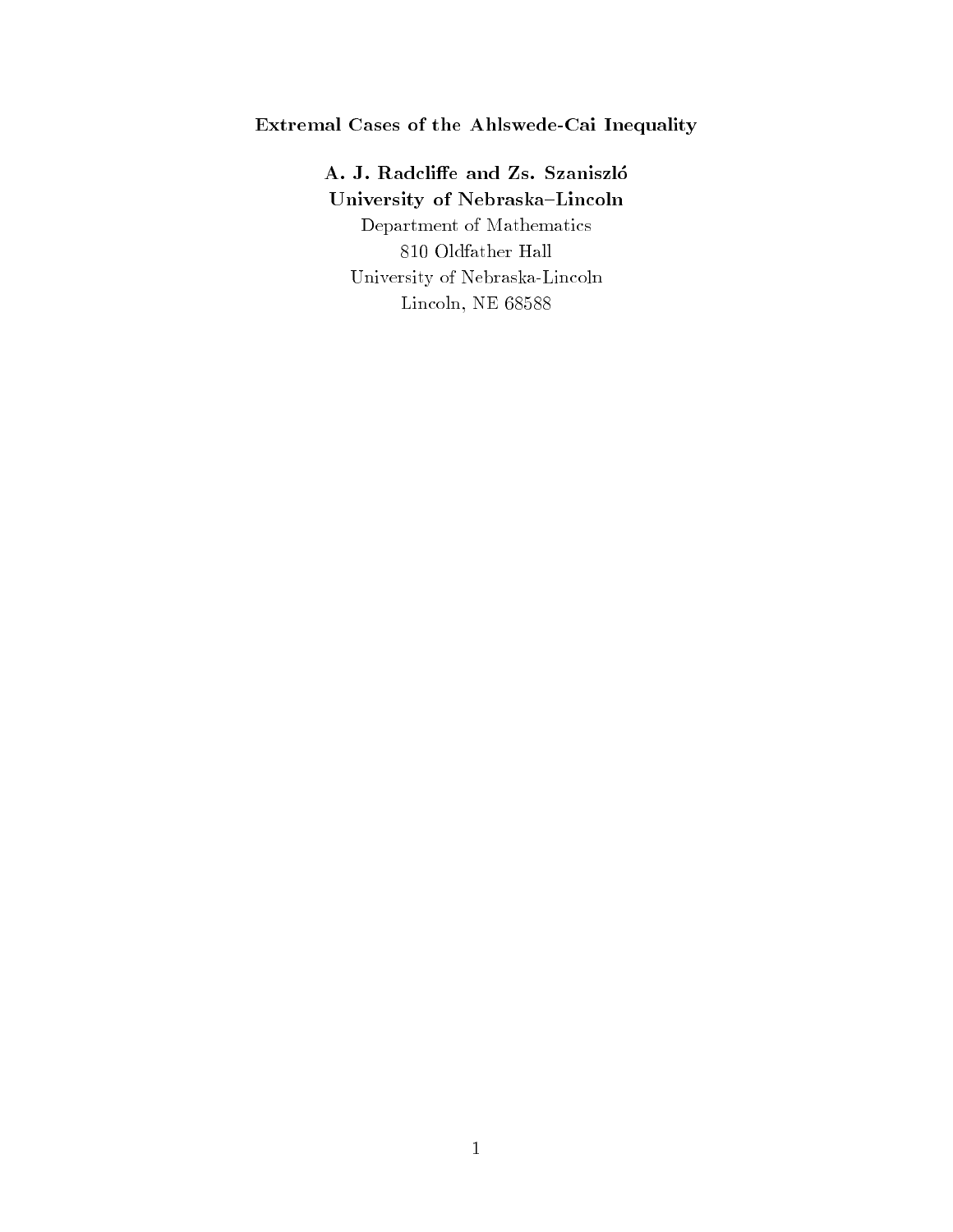# Extremal Cases of the Ahlswede-Cai Inequality

**A. J. Radcliffe and Zs. Szaniszló**
**University of Nebraska–Lincoln**

Department of Mathematics
810 Oldfather Hall
University of Nebraska-Lincoln
Lincoln, NE 68588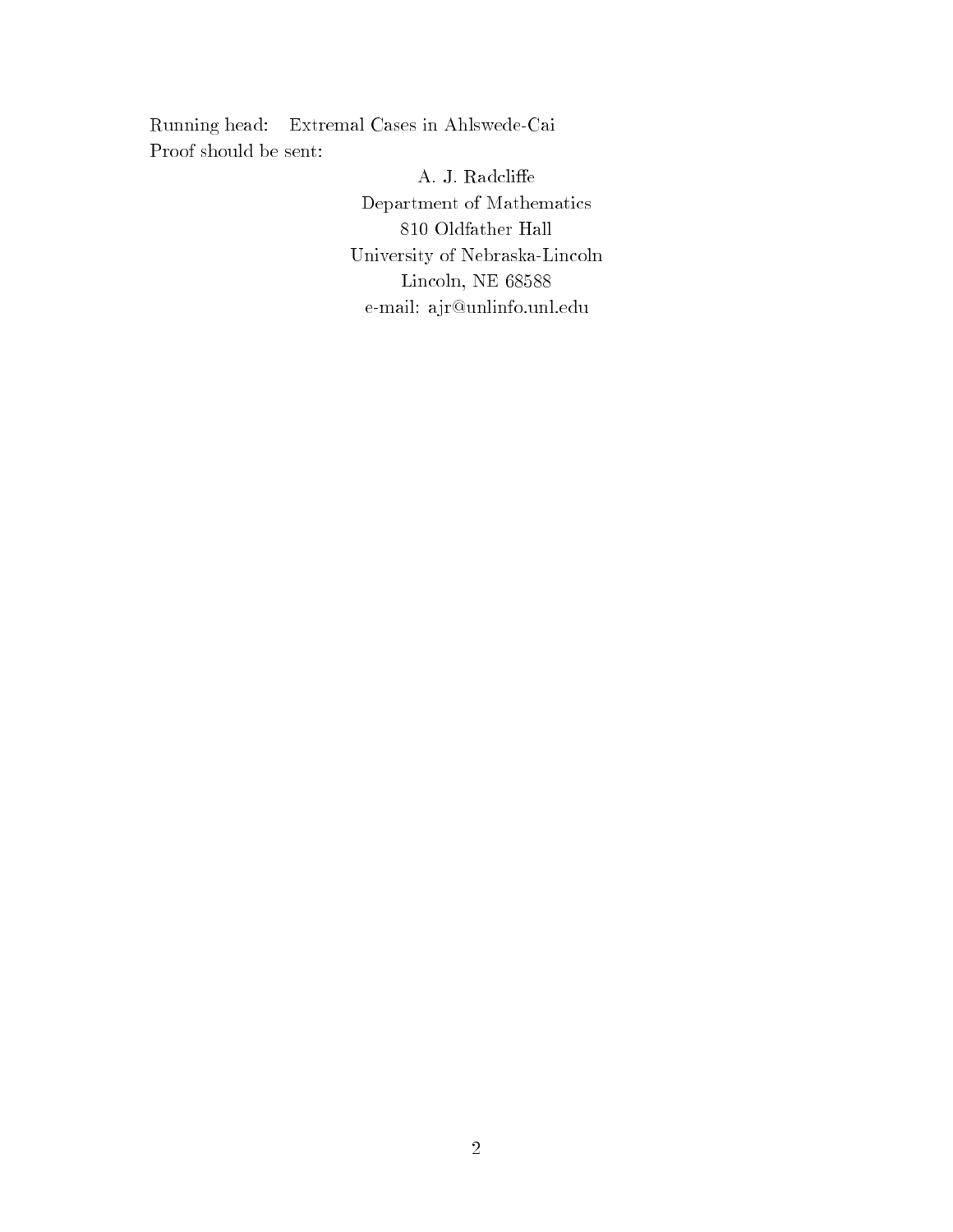Running head: Extremal Cases in Ahlswede-Cai

Proof should be sent:

A. J. Radcliffe
Department of Mathematics
810 Oldfather Hall
University of Nebraska-Lincoln
Lincoln, NE 68588
e-mail: ajr@unlinfo.unl.edu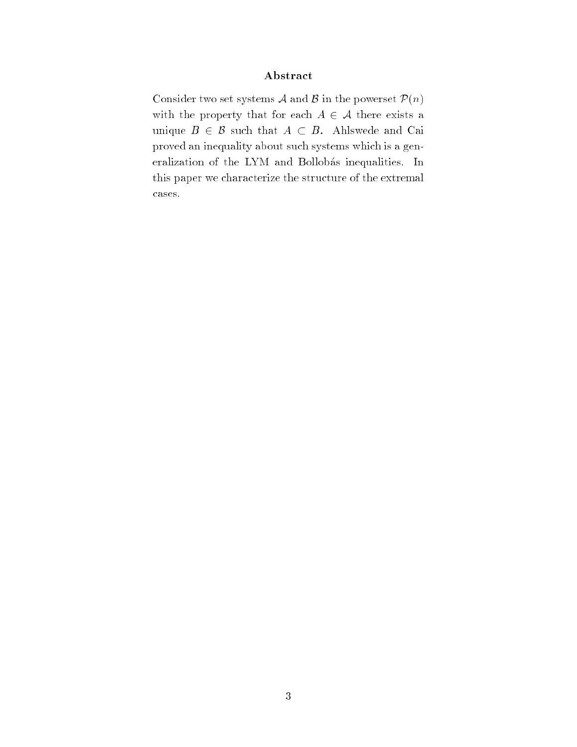## Abstract

Consider two set systems $\mathcal{A}$ and $\mathcal{B}$ in the powerset $\mathcal{P}(n)$ with the property that for each $A \in \mathcal{A}$ there exists a unique $B \in \mathcal{B}$ such that $A \subset B$. Ahlswede and Cai proved an inequality about such systems which is a generalization of the LYM and Bollobás inequalities. In this paper we characterize the structure of the extremal cases.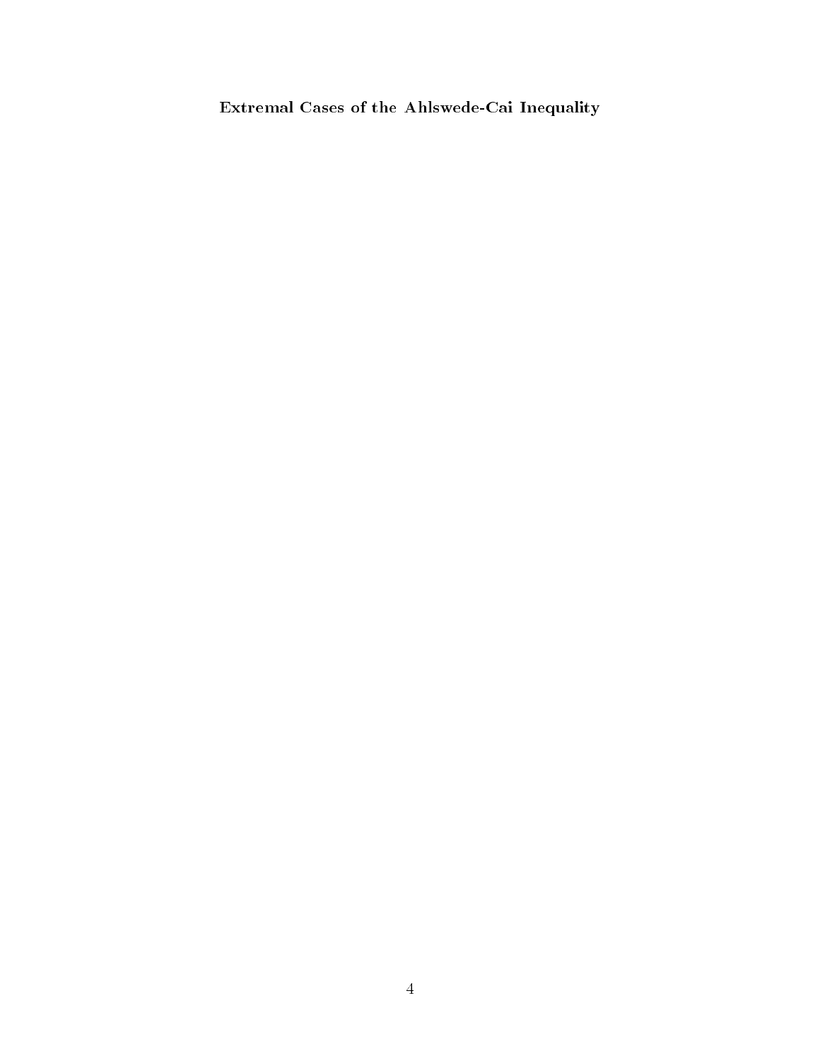**Extremal Cases of the Ahlswede-Cai Inequality**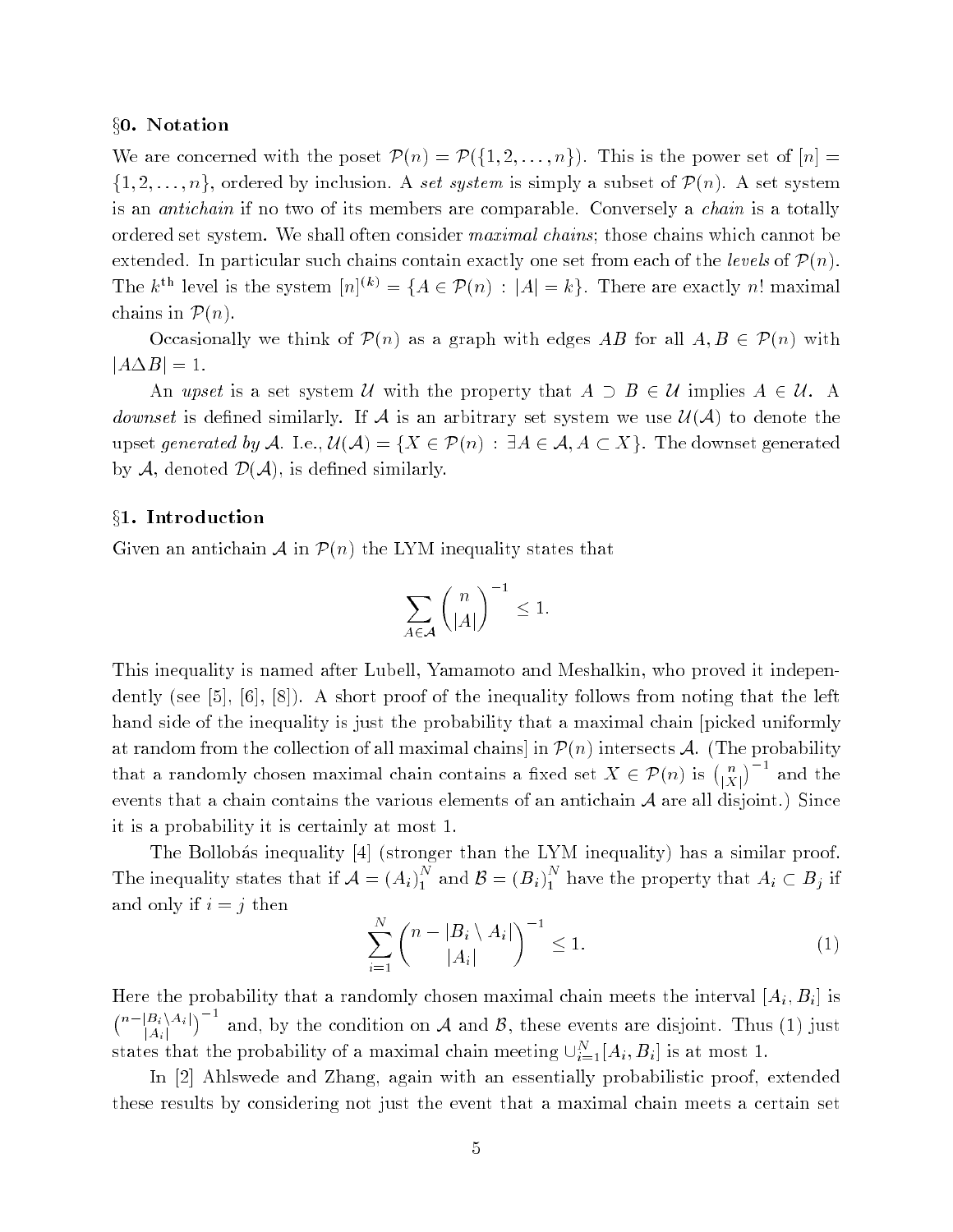## §0. Notation

We are concerned with the poset $\mathcal{P}(n) = \mathcal{P}(\{1, 2, \ldots, n\})$. This is the power set of $[n] = \{1, 2, \ldots, n\}$, ordered by inclusion. A *set system* is simply a subset of $\mathcal{P}(n)$. A set system is an *antichain* if no two of its members are comparable. Conversely a *chain* is a totally ordered set system. We shall often consider *maximal chains*; those chains which cannot be extended. In particular such chains contain exactly one set from each of the *levels* of $\mathcal{P}(n)$. The $k^{\text{th}}$ level is the system $[n]^{(k)} = \{A \in \mathcal{P}(n) : |A| = k\}$. There are exactly $n!$ maximal chains in $\mathcal{P}(n)$.

Occasionally we think of $\mathcal{P}(n)$ as a graph with edges $AB$ for all $A, B \in \mathcal{P}(n)$ with $|A \Delta B| = 1$.

An *upset* is a set system $\mathcal{U}$ with the property that $A \supset B \in \mathcal{U}$ implies $A \in \mathcal{U}$. A *downset* is defined similarly. If $\mathcal{A}$ is an arbitrary set system we use $\mathcal{U}(\mathcal{A})$ to denote the upset *generated by* $\mathcal{A}$. I.e., $\mathcal{U}(\mathcal{A}) = \{X \in \mathcal{P}(n) : \exists A \in \mathcal{A}, A \subset X\}$. The downset generated by $\mathcal{A}$, denoted $\mathcal{D}(\mathcal{A})$, is defined similarly.

## §1. Introduction

Given an antichain $\mathcal{A}$ in $\mathcal{P}(n)$ the LYM inequality states that

$$\sum_{A \in \mathcal{A}} \binom{n}{|A|}^{-1} \leq 1.$$

This inequality is named after Lubell, Yamamoto and Meshalkin, who proved it independently (see [5], [6], [8]). A short proof of the inequality follows from noting that the left hand side of the inequality is just the probability that a maximal chain [picked uniformly at random from the collection of all maximal chains] in $\mathcal{P}(n)$ intersects $\mathcal{A}$. (The probability that a randomly chosen maximal chain contains a fixed set $X \in \mathcal{P}(n)$ is $\binom{n}{|X|}^{-1}$ and the events that a chain contains the various elements of an antichain $\mathcal{A}$ are all disjoint.) Since it is a probability it is certainly at most 1.

The Bollobás inequality [4] (stronger than the LYM inequality) has a similar proof. The inequality states that if $\mathcal{A} = (A_i)_1^N$ and $\mathcal{B} = (B_i)_1^N$ have the property that $A_i \subset B_j$ if and only if $i = j$ then

$$\sum_{i=1}^{N} \binom{n - |B_i \setminus A_i|}{|A_i|}^{-1} \leq 1. \tag{1}$$

Here the probability that a randomly chosen maximal chain meets the interval $[A_i, B_i]$ is $\binom{n-|B_i \setminus A_i|}{|A_i|}^{-1}$ and, by the condition on $\mathcal{A}$ and $\mathcal{B}$, these events are disjoint. Thus (1) just states that the probability of a maximal chain meeting $\cup_{i=1}^{N} [A_i, B_i]$ is at most 1.

In [2] Ahlswede and Zhang, again with an essentially probabilistic proof, extended these results by considering not just the event that a maximal chain meets a certain set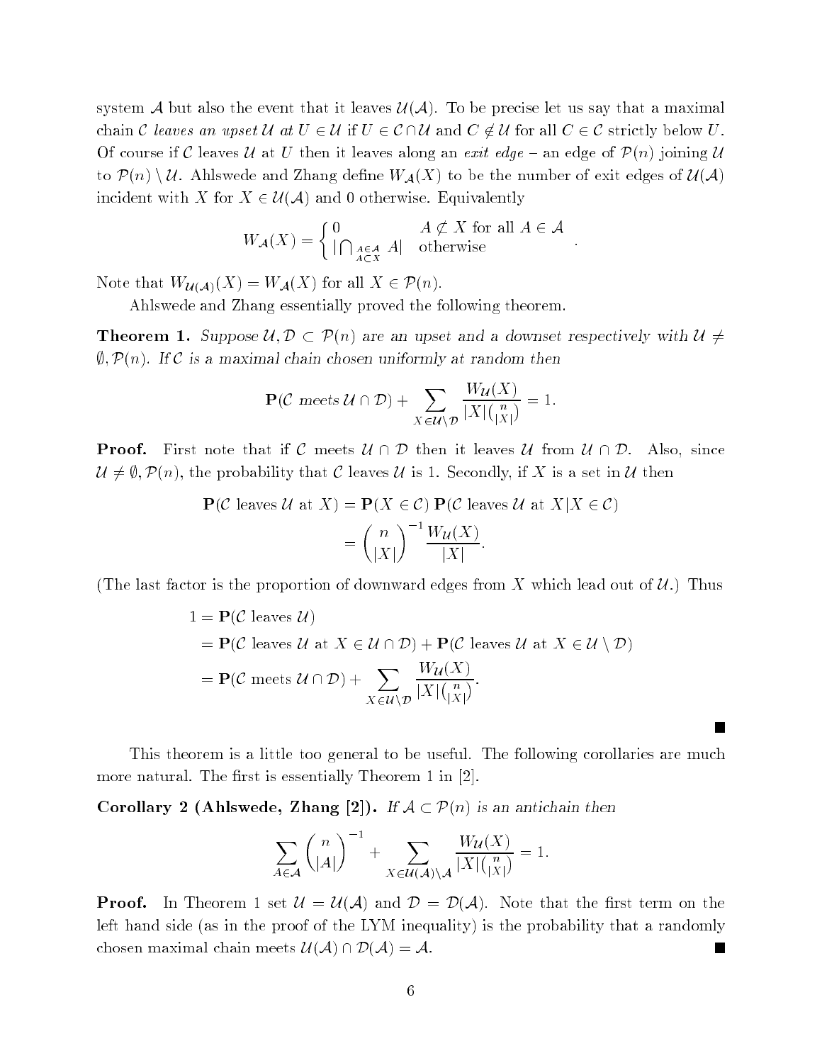system $\mathcal{A}$ but also the event that it leaves $\mathcal{U}(\mathcal{A})$. To be precise let us say that a maximal chain $\mathcal{C}$ *leaves an upset* $\mathcal{U}$ *at* $U \in \mathcal{U}$ if $U \in \mathcal{C} \cap \mathcal{U}$ and $C \notin \mathcal{U}$ for all $C \in \mathcal{C}$ strictly below $U$. Of course if $\mathcal{C}$ leaves $\mathcal{U}$ at $U$ then it leaves along an *exit edge* – an edge of $\mathcal{P}(n)$ joining $\mathcal{U}$ to $\mathcal{P}(n) \setminus \mathcal{U}$. Ahlswede and Zhang define $W_{\mathcal{A}}(X)$ to be the number of exit edges of $\mathcal{U}(\mathcal{A})$ incident with $X$ for $X \in \mathcal{U}(\mathcal{A})$ and 0 otherwise. Equivalently

$$W_{\mathcal{A}}(X) = \begin{cases} 0 & A \not\subset X \text{ for all } A \in \mathcal{A} \\ |\bigcap_{\substack{A \in \mathcal{A} \\ A \subset X}} A| & \text{otherwise} \end{cases}.$$

Note that $W_{\mathcal{U}(\mathcal{A})}(X) = W_{\mathcal{A}}(X)$ for all $X \in \mathcal{P}(n)$.

Ahlswede and Zhang essentially proved the following theorem.

**Theorem 1.** *Suppose $\mathcal{U}, \mathcal{D} \subset \mathcal{P}(n)$ are an upset and a downset respectively with $\mathcal{U} \neq \emptyset, \mathcal{P}(n)$. If $\mathcal{C}$ is a maximal chain chosen uniformly at random then*

$$\mathbf{P}(\mathcal{C} \text{ meets } \mathcal{U} \cap \mathcal{D}) + \sum_{X \in \mathcal{U} \setminus \mathcal{D}} \frac{W_{\mathcal{U}}(X)}{|X|\binom{n}{|X|}} = 1.$$

**Proof.** First note that if $\mathcal{C}$ meets $\mathcal{U} \cap \mathcal{D}$ then it leaves $\mathcal{U}$ from $\mathcal{U} \cap \mathcal{D}$. Also, since $\mathcal{U} \neq \emptyset, \mathcal{P}(n)$, the probability that $\mathcal{C}$ leaves $\mathcal{U}$ is 1. Secondly, if $X$ is a set in $\mathcal{U}$ then

$$\begin{aligned}
\mathbf{P}(\mathcal{C} \text{ leaves } \mathcal{U} \text{ at } X) &= \mathbf{P}(X \in \mathcal{C})\, \mathbf{P}(\mathcal{C} \text{ leaves } \mathcal{U} \text{ at } X | X \in \mathcal{C}) \\
&= \binom{n}{|X|}^{-1} \frac{W_{\mathcal{U}}(X)}{|X|}.
\end{aligned}$$

(The last factor is the proportion of downward edges from $X$ which lead out of $\mathcal{U}$.) Thus

$$\begin{aligned}
1 &= \mathbf{P}(\mathcal{C} \text{ leaves } \mathcal{U}) \\
&= \mathbf{P}(\mathcal{C} \text{ leaves } \mathcal{U} \text{ at } X \in \mathcal{U} \cap \mathcal{D}) + \mathbf{P}(\mathcal{C} \text{ leaves } \mathcal{U} \text{ at } X \in \mathcal{U} \setminus \mathcal{D}) \\
&= \mathbf{P}(\mathcal{C} \text{ meets } \mathcal{U} \cap \mathcal{D}) + \sum_{X \in \mathcal{U} \setminus \mathcal{D}} \frac{W_{\mathcal{U}}(X)}{|X|\binom{n}{|X|}}.
\end{aligned}$$

■

This theorem is a little too general to be useful. The following corollaries are much more natural. The first is essentially Theorem 1 in [2].

**Corollary 2 (Ahlswede, Zhang [2]).** *If $\mathcal{A} \subset \mathcal{P}(n)$ is an antichain then*

$$\sum_{A \in \mathcal{A}} \binom{n}{|A|}^{-1} + \sum_{X \in \mathcal{U}(\mathcal{A}) \setminus \mathcal{A}} \frac{W_{\mathcal{U}}(X)}{|X|\binom{n}{|X|}} = 1.$$

**Proof.** In Theorem 1 set $\mathcal{U} = \mathcal{U}(\mathcal{A})$ and $\mathcal{D} = \mathcal{D}(\mathcal{A})$. Note that the first term on the left hand side (as in the proof of the LYM inequality) is the probability that a randomly chosen maximal chain meets $\mathcal{U}(\mathcal{A}) \cap \mathcal{D}(\mathcal{A}) = \mathcal{A}$. ■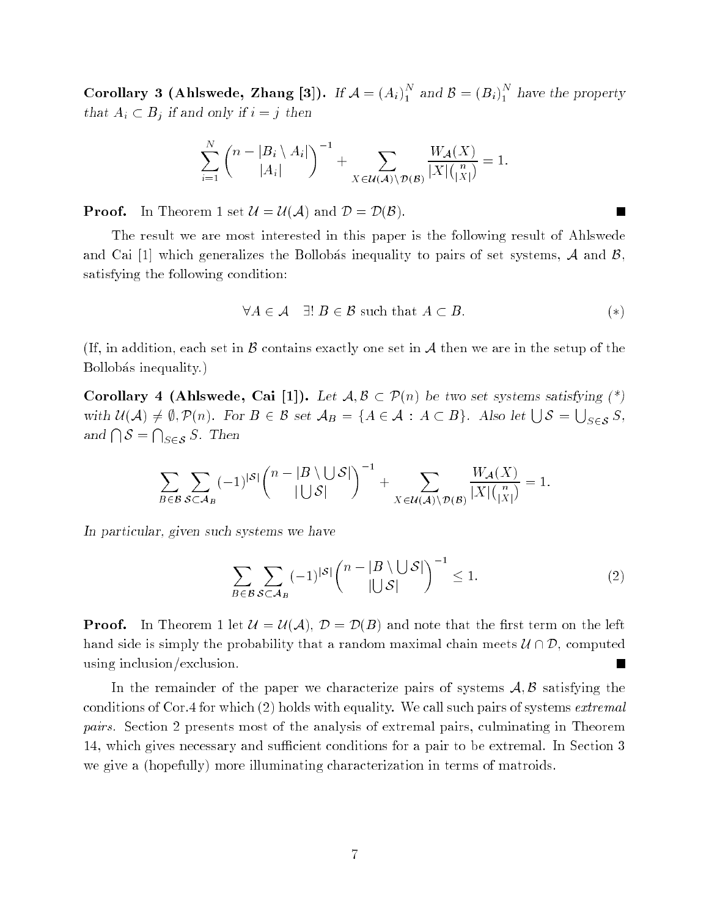**Corollary 3 (Ahlswede, Zhang [3]).** *If $\mathcal{A} = (A_i)_1^N$ and $\mathcal{B} = (B_i)_1^N$ have the property that $A_i \subset B_j$ if and only if $i = j$ then*

$$\sum_{i=1}^{N} \binom{n - |B_i \setminus A_i|}{|A_i|}^{-1} + \sum_{X \in \mathcal{U}(\mathcal{A}) \setminus \mathcal{D}(\mathcal{B})} \frac{W_{\mathcal{A}}(X)}{|X|\binom{n}{|X|}} = 1.$$

**Proof.** In Theorem 1 set $\mathcal{U} = \mathcal{U}(\mathcal{A})$ and $\mathcal{D} = \mathcal{D}(\mathcal{B})$. ■

The result we are most interested in this paper is the following result of Ahlswede and Cai [1] which generalizes the Bollobás inequality to pairs of set systems, $\mathcal{A}$ and $\mathcal{B}$, satisfying the following condition:

$$\forall A \in \mathcal{A} \quad \exists!\, B \in \mathcal{B} \text{ such that } A \subset B. \qquad (*)$$

(If, in addition, each set in $\mathcal{B}$ contains exactly one set in $\mathcal{A}$ then we are in the setup of the Bollobás inequality.)

**Corollary 4 (Ahlswede, Cai [1]).** *Let $\mathcal{A}, \mathcal{B} \subset \mathcal{P}(n)$ be two set systems satisfying (\*) with $\mathcal{U}(\mathcal{A}) \neq \emptyset, \mathcal{P}(n)$. For $B \in \mathcal{B}$ set $\mathcal{A}_B = \{A \in \mathcal{A} : A \subset B\}$. Also let $\bigcup \mathcal{S} = \bigcup_{S \in \mathcal{S}} S$, and $\bigcap \mathcal{S} = \bigcap_{S \in \mathcal{S}} S$. Then*

$$\sum_{B \in \mathcal{B}} \sum_{\mathcal{S} \subset \mathcal{A}_B} (-1)^{|\mathcal{S}|} \binom{n - |B \setminus \bigcup \mathcal{S}|}{|\bigcup \mathcal{S}|}^{-1} + \sum_{X \in \mathcal{U}(\mathcal{A}) \setminus \mathcal{D}(\mathcal{B})} \frac{W_{\mathcal{A}}(X)}{|X|\binom{n}{|X|}} = 1.$$

*In particular, given such systems we have*

$$\sum_{B \in \mathcal{B}} \sum_{\mathcal{S} \subset \mathcal{A}_B} (-1)^{|\mathcal{S}|} \binom{n - |B \setminus \bigcup \mathcal{S}|}{|\bigcup \mathcal{S}|}^{-1} \leq 1. \qquad (2)$$

**Proof.** In Theorem 1 let $\mathcal{U} = \mathcal{U}(\mathcal{A})$, $\mathcal{D} = \mathcal{D}(B)$ and note that the first term on the left hand side is simply the probability that a random maximal chain meets $\mathcal{U} \cap \mathcal{D}$, computed using inclusion/exclusion. ■

In the remainder of the paper we characterize pairs of systems $\mathcal{A}, \mathcal{B}$ satisfying the conditions of Cor.4 for which (2) holds with equality. We call such pairs of systems *extremal pairs*. Section 2 presents most of the analysis of extremal pairs, culminating in Theorem 14, which gives necessary and sufficient conditions for a pair to be extremal. In Section 3 we give a (hopefully) more illuminating characterization in terms of matroids.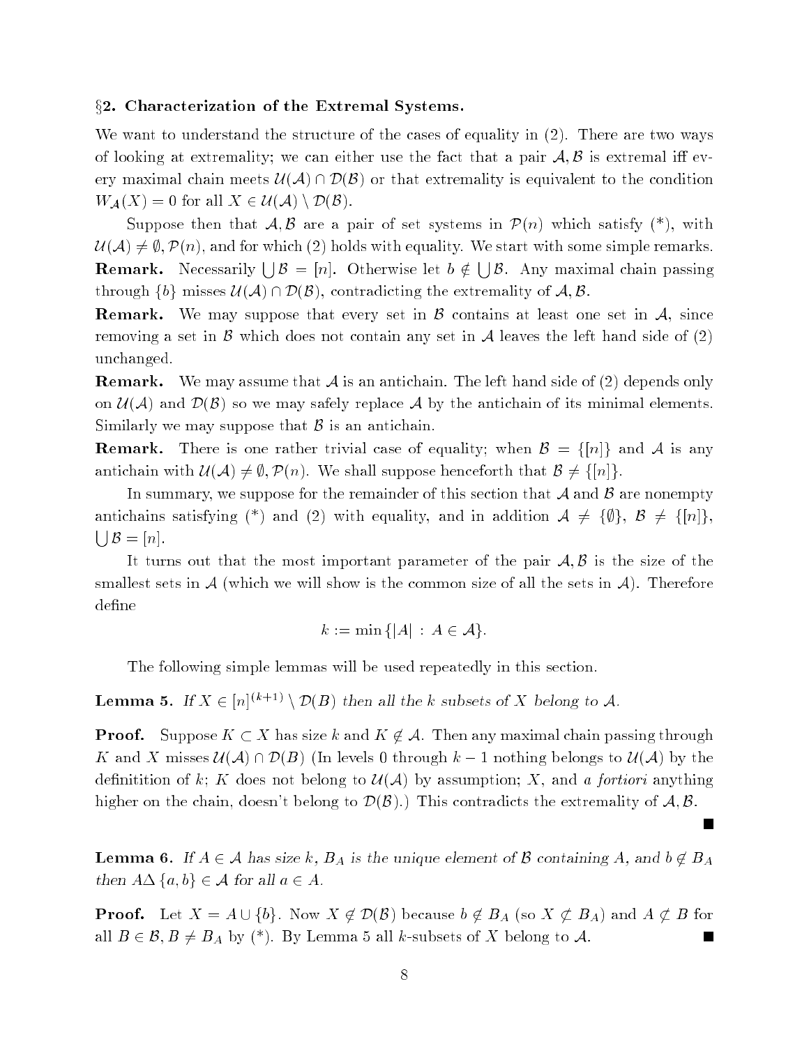## §2. Characterization of the Extremal Systems.

We want to understand the structure of the cases of equality in (2). There are two ways of looking at extremality; we can either use the fact that a pair $\mathcal{A}, \mathcal{B}$ is extremal iff every maximal chain meets $\mathcal{U}(\mathcal{A}) \cap \mathcal{D}(\mathcal{B})$ or that extremality is equivalent to the condition $W_{\mathcal{A}}(X) = 0$ for all $X \in \mathcal{U}(\mathcal{A}) \setminus \mathcal{D}(\mathcal{B})$.

Suppose then that $\mathcal{A}, \mathcal{B}$ are a pair of set systems in $\mathcal{P}(n)$ which satisfy (\*), with $\mathcal{U}(\mathcal{A}) \neq \emptyset, \mathcal{P}(n)$, and for which (2) holds with equality. We start with some simple remarks.

**Remark.** Necessarily $\bigcup \mathcal{B} = [n]$. Otherwise let $b \notin \bigcup \mathcal{B}$. Any maximal chain passing through $\{b\}$ misses $\mathcal{U}(\mathcal{A}) \cap \mathcal{D}(\mathcal{B})$, contradicting the extremality of $\mathcal{A}, \mathcal{B}$.

**Remark.** We may suppose that every set in $\mathcal{B}$ contains at least one set in $\mathcal{A}$, since removing a set in $\mathcal{B}$ which does not contain any set in $\mathcal{A}$ leaves the left hand side of (2) unchanged.

**Remark.** We may assume that $\mathcal{A}$ is an antichain. The left hand side of (2) depends only on $\mathcal{U}(\mathcal{A})$ and $\mathcal{D}(\mathcal{B})$ so we may safely replace $\mathcal{A}$ by the antichain of its minimal elements. Similarly we may suppose that $\mathcal{B}$ is an antichain.

**Remark.** There is one rather trivial case of equality; when $\mathcal{B} = \{[n]\}$ and $\mathcal{A}$ is any antichain with $\mathcal{U}(\mathcal{A}) \neq \emptyset, \mathcal{P}(n)$. We shall suppose henceforth that $\mathcal{B} \neq \{[n]\}$.

In summary, we suppose for the remainder of this section that $\mathcal{A}$ and $\mathcal{B}$ are nonempty antichains satisfying (\*) and (2) with equality, and in addition $\mathcal{A} \neq \{\emptyset\}$, $\mathcal{B} \neq \{[n]\}$, $\bigcup \mathcal{B} = [n]$.

It turns out that the most important parameter of the pair $\mathcal{A}, \mathcal{B}$ is the size of the smallest sets in $\mathcal{A}$ (which we will show is the common size of all the sets in $\mathcal{A}$). Therefore define

$$k := \min\{|A| \, : \, A \in \mathcal{A}\}.$$

The following simple lemmas will be used repeatedly in this section.

**Lemma 5.** *If $X \in [n]^{(k+1)} \setminus \mathcal{D}(B)$ then all the $k$ subsets of $X$ belong to $\mathcal{A}$.*

**Proof.** Suppose $K \subset X$ has size $k$ and $K \notin \mathcal{A}$. Then any maximal chain passing through $K$ and $X$ misses $\mathcal{U}(\mathcal{A}) \cap \mathcal{D}(B)$ (In levels 0 through $k-1$ nothing belongs to $\mathcal{U}(\mathcal{A})$ by the defintition of $k$; $K$ does not belong to $\mathcal{U}(\mathcal{A})$ by assumption; $X$, and *a fortiori* anything higher on the chain, doesn't belong to $\mathcal{D}(\mathcal{B})$.) This contradicts the extremality of $\mathcal{A}, \mathcal{B}$. ■

**Lemma 6.** *If $A \in \mathcal{A}$ has size $k$, $B_A$ is the unique element of $\mathcal{B}$ containing $A$, and $b \notin B_A$ then $A \Delta \{a, b\} \in \mathcal{A}$ for all $a \in A$.*

**Proof.** Let $X = A \cup \{b\}$. Now $X \notin \mathcal{D}(\mathcal{B})$ because $b \notin B_A$ (so $X \not\subset B_A$) and $A \not\subset B$ for all $B \in \mathcal{B}, B \neq B_A$ by (\*). By Lemma 5 all $k$-subsets of $X$ belong to $\mathcal{A}$. ■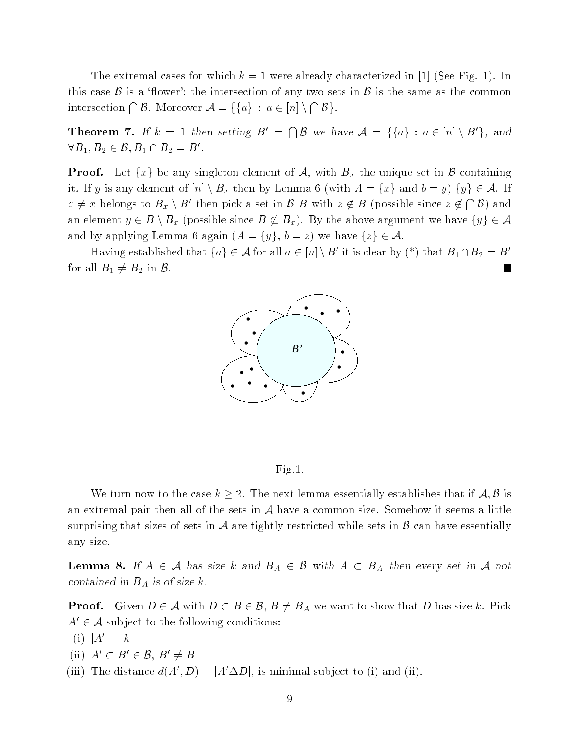The extremal cases for which $k = 1$ were already characterized in [1] (See Fig. 1). In this case $\mathcal{B}$ is a 'flower'; the intersection of any two sets in $\mathcal{B}$ is the same as the common intersection $\bigcap \mathcal{B}$. Moreover $\mathcal{A} = \{\{a\} : a \in [n] \setminus \bigcap \mathcal{B}\}$.

**Theorem 7.** *If $k = 1$ then setting $B' = \bigcap \mathcal{B}$ we have $\mathcal{A} = \{\{a\} : a \in [n] \setminus B'\}$, and $\forall B_1, B_2 \in \mathcal{B}, B_1 \cap B_2 = B'$.*

**Proof.** Let $\{x\}$ be any singleton element of $\mathcal{A}$, with $B_x$ the unique set in $\mathcal{B}$ containing it. If $y$ is any element of $[n] \setminus B_x$ then by Lemma 6 (with $A = \{x\}$ and $b = y$) $\{y\} \in \mathcal{A}$. If $z \neq x$ belongs to $B_x \setminus B'$ then pick a set in $\mathcal{B}$ $B$ with $z \notin B$ (possible since $z \notin \bigcap \mathcal{B}$) and an element $y \in B \setminus B_x$ (possible since $B \not\subset B_x$). By the above argument we have $\{y\} \in \mathcal{A}$ and by applying Lemma 6 again ($A = \{y\}$, $b = z$) we have $\{z\} \in \mathcal{A}$.

Having established that $\{a\} \in \mathcal{A}$ for all $a \in [n] \setminus B'$ it is clear by (\*) that $B_1 \cap B_2 = B'$ for all $B_1 \neq B_2$ in $\mathcal{B}$. ■

Fig.1.

We turn now to the case $k \geq 2$. The next lemma essentially establishes that if $\mathcal{A}, \mathcal{B}$ is an extremal pair then all of the sets in $\mathcal{A}$ have a common size. Somehow it seems a little surprising that sizes of sets in $\mathcal{A}$ are tightly restricted while sets in $\mathcal{B}$ can have essentially any size.

**Lemma 8.** *If $A \in \mathcal{A}$ has size $k$ and $B_A \in \mathcal{B}$ with $A \subset B_A$ then every set in $\mathcal{A}$ not contained in $B_A$ is of size $k$.*

**Proof.** Given $D \in \mathcal{A}$ with $D \subset B \in \mathcal{B}$, $B \neq B_A$ we want to show that $D$ has size $k$. Pick $A' \in \mathcal{A}$ subject to the following conditions:

(i) $|A'| = k$

(ii) $A' \subset B' \in \mathcal{B}$, $B' \neq B$

(iii) The distance $d(A', D) = |A' \Delta D|$, is minimal subject to (i) and (ii).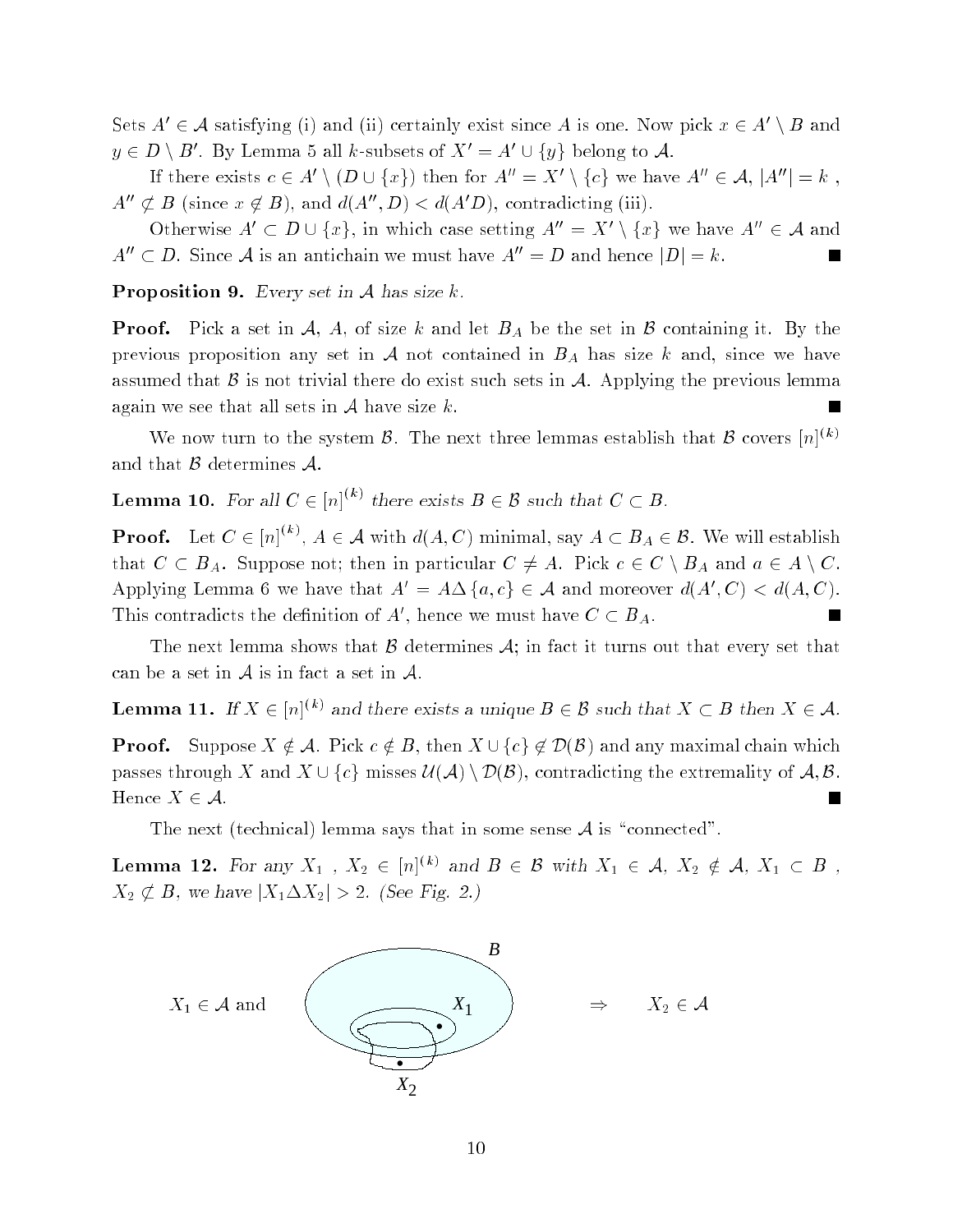Sets $A' \in \mathcal{A}$ satisfying (i) and (ii) certainly exist since $A$ is one. Now pick $x \in A' \setminus B$ and $y \in D \setminus B'$. By Lemma 5 all $k$-subsets of $X' = A' \cup \{y\}$ belong to $\mathcal{A}$.

If there exists $c \in A' \setminus (D \cup \{x\})$ then for $A'' = X' \setminus \{c\}$ we have $A'' \in \mathcal{A}$, $|A''| = k$, $A'' \not\subset B$ (since $x \notin B$), and $d(A'', D) < d(A'D)$, contradicting (iii).

Otherwise $A' \subset D \cup \{x\}$, in which case setting $A'' = X' \setminus \{x\}$ we have $A'' \in \mathcal{A}$ and $A'' \subset D$. Since $\mathcal{A}$ is an antichain we must have $A'' = D$ and hence $|D| = k$. ■

**Proposition 9.** *Every set in $\mathcal{A}$ has size $k$.*

**Proof.** Pick a set in $\mathcal{A}$, $A$, of size $k$ and let $B_A$ be the set in $\mathcal{B}$ containing it. By the previous proposition any set in $\mathcal{A}$ not contained in $B_A$ has size $k$ and, since we have assumed that $\mathcal{B}$ is not trivial there do exist such sets in $\mathcal{A}$. Applying the previous lemma again we see that all sets in $\mathcal{A}$ have size $k$. ■

We now turn to the system $\mathcal{B}$. The next three lemmas establish that $\mathcal{B}$ covers $[n]^{(k)}$ and that $\mathcal{B}$ determines $\mathcal{A}$.

**Lemma 10.** *For all $C \in [n]^{(k)}$ there exists $B \in \mathcal{B}$ such that $C \subset B$.*

**Proof.** Let $C \in [n]^{(k)}$, $A \in \mathcal{A}$ with $d(A, C)$ minimal, say $A \subset B_A \in \mathcal{B}$. We will establish that $C \subset B_A$. Suppose not; then in particular $C \neq A$. Pick $c \in C \setminus B_A$ and $a \in A \setminus C$. Applying Lemma 6 we have that $A' = A \Delta \{a, c\} \in \mathcal{A}$ and moreover $d(A', C) < d(A, C)$. This contradicts the definition of $A'$, hence we must have $C \subset B_A$. ■

The next lemma shows that $\mathcal{B}$ determines $\mathcal{A}$; in fact it turns out that every set that can be a set in $\mathcal{A}$ is in fact a set in $\mathcal{A}$.

**Lemma 11.** *If $X \in [n]^{(k)}$ and there exists a unique $B \in \mathcal{B}$ such that $X \subset B$ then $X \in \mathcal{A}$.*

**Proof.** Suppose $X \notin \mathcal{A}$. Pick $c \notin B$, then $X \cup \{c\} \notin \mathcal{D}(\mathcal{B})$ and any maximal chain which passes through $X$ and $X \cup \{c\}$ misses $\mathcal{U}(\mathcal{A}) \setminus \mathcal{D}(\mathcal{B})$, contradicting the extremality of $\mathcal{A}, \mathcal{B}$. Hence $X \in \mathcal{A}$. ■

The next (technical) lemma says that in some sense $\mathcal{A}$ is "connected".

**Lemma 12.** *For any $X_1$, $X_2 \in [n]^{(k)}$ and $B \in \mathcal{B}$ with $X_1 \in \mathcal{A}$, $X_2 \notin \mathcal{A}$, $X_1 \subset B$, $X_2 \not\subset B$, we have $|X_1 \Delta X_2| > 2$. (See Fig. 2.)*

$X_1 \in \mathcal{A}$ and [figure: $B$, $X_1$, $X_2$] $\Rightarrow$ $X_2 \in \mathcal{A}$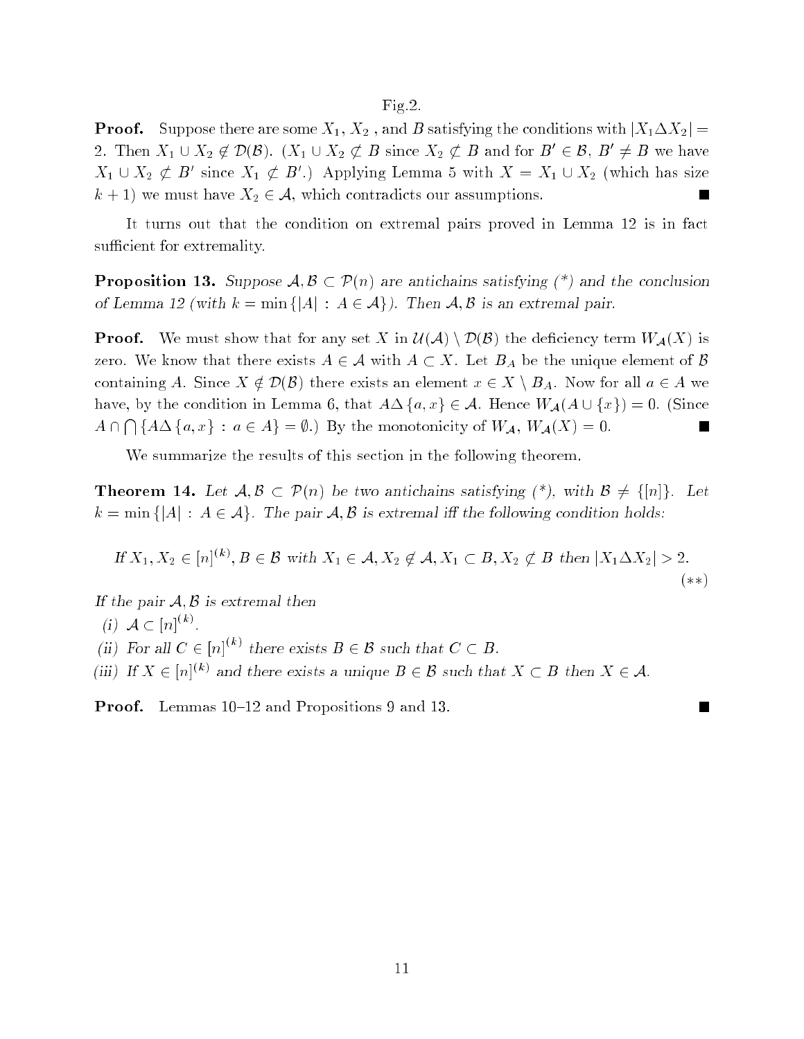Fig.2.

**Proof.** Suppose there are some $X_1$, $X_2$ , and $B$ satisfying the conditions with $|X_1 \Delta X_2| = 2$. Then $X_1 \cup X_2 \notin \mathcal{D}(\mathcal{B})$. ($X_1 \cup X_2 \not\subset B$ since $X_2 \not\subset B$ and for $B' \in \mathcal{B}$, $B' \neq B$ we have $X_1 \cup X_2 \not\subset B'$ since $X_1 \not\subset B'$.) Applying Lemma 5 with $X = X_1 \cup X_2$ (which has size $k+1$) we must have $X_2 \in \mathcal{A}$, which contradicts our assumptions. ∎

It turns out that the condition on extremal pairs proved in Lemma 12 is in fact sufficient for extremality.

**Proposition 13.** *Suppose $\mathcal{A}, \mathcal{B} \subset \mathcal{P}(n)$ are antichains satisfying (\*) and the conclusion of Lemma 12 (with $k = \min\{|A| : A \in \mathcal{A}\}$). Then $\mathcal{A}, \mathcal{B}$ is an extremal pair.*

**Proof.** We must show that for any set $X$ in $\mathcal{U}(\mathcal{A}) \setminus \mathcal{D}(\mathcal{B})$ the deficiency term $W_{\mathcal{A}}(X)$ is zero. We know that there exists $A \in \mathcal{A}$ with $A \subset X$. Let $B_A$ be the unique element of $\mathcal{B}$ containing $A$. Since $X \notin \mathcal{D}(\mathcal{B})$ there exists an element $x \in X \setminus B_A$. Now for all $a \in A$ we have, by the condition in Lemma 6, that $A \Delta \{a, x\} \in \mathcal{A}$. Hence $W_{\mathcal{A}}(A \cup \{x\}) = 0$. (Since $A \cap \bigcap \{A \Delta \{a, x\} : a \in A\} = \emptyset$.) By the monotonicity of $W_{\mathcal{A}}$, $W_{\mathcal{A}}(X) = 0$. ∎

We summarize the results of this section in the following theorem.

**Theorem 14.** *Let $\mathcal{A}, \mathcal{B} \subset \mathcal{P}(n)$ be two antichains satisfying (\*), with $\mathcal{B} \neq \{[n]\}$. Let $k = \min\{|A| : A \in \mathcal{A}\}$. The pair $\mathcal{A}, \mathcal{B}$ is extremal iff the following condition holds:*

$$\text{If } X_1, X_2 \in [n]^{(k)}, B \in \mathcal{B} \text{ with } X_1 \in \mathcal{A}, X_2 \notin \mathcal{A}, X_1 \subset B, X_2 \not\subset B \text{ then } |X_1 \Delta X_2| > 2. \qquad (**)$$

*If the pair $\mathcal{A}, \mathcal{B}$ is extremal then*

*(i) $\mathcal{A} \subset [n]^{(k)}$.*

*(ii) For all $C \in [n]^{(k)}$ there exists $B \in \mathcal{B}$ such that $C \subset B$.*

*(iii) If $X \in [n]^{(k)}$ and there exists a unique $B \in \mathcal{B}$ such that $X \subset B$ then $X \in \mathcal{A}$.*

**Proof.** Lemmas 10–12 and Propositions 9 and 13. ∎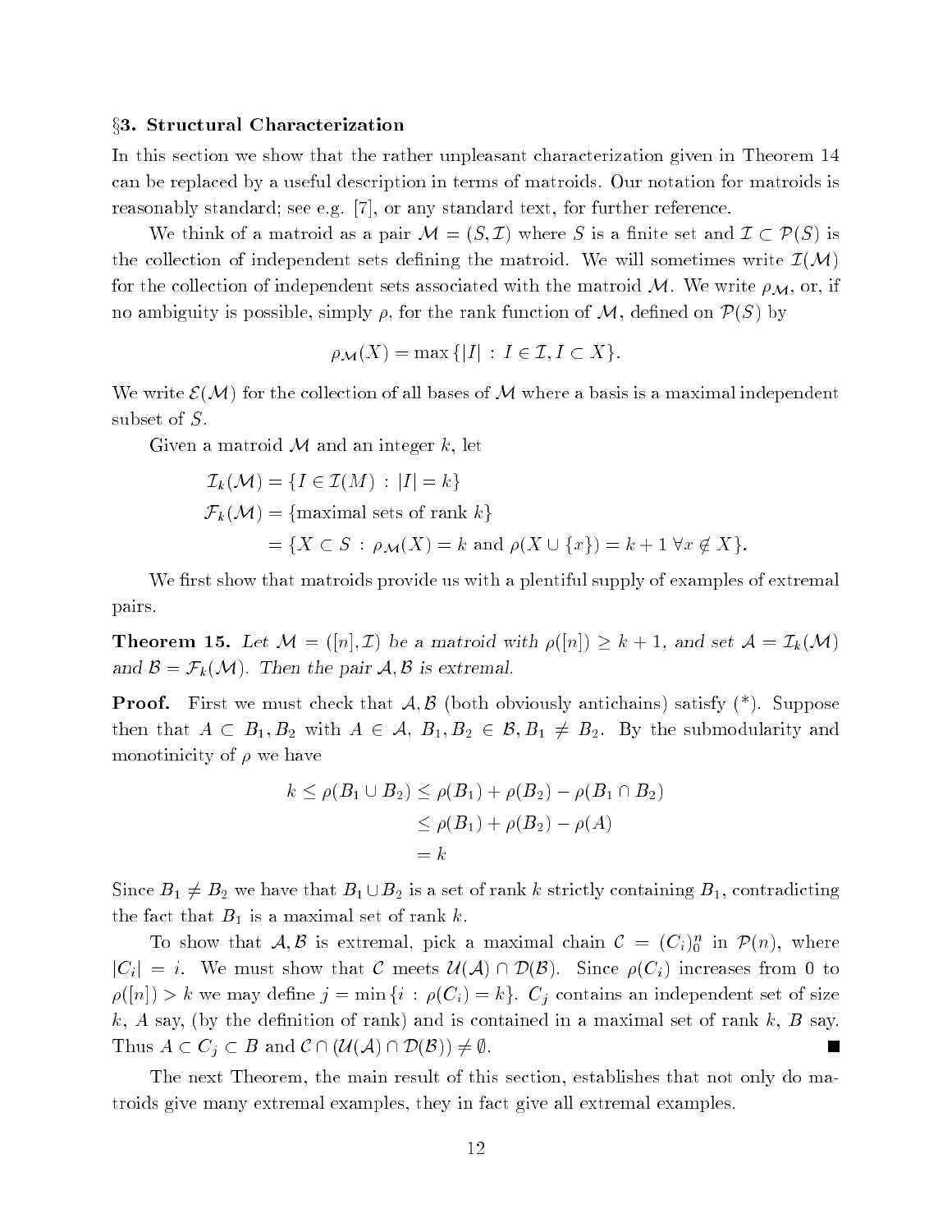## §3. Structural Characterization

In this section we show that the rather unpleasant characterization given in Theorem 14 can be replaced by a useful description in terms of matroids. Our notation for matroids is reasonably standard; see e.g. [7], or any standard text, for further reference.

We think of a matroid as a pair $\mathcal{M} = (S, \mathcal{I})$ where $S$ is a finite set and $\mathcal{I} \subset \mathcal{P}(S)$ is the collection of independent sets defining the matroid. We will sometimes write $\mathcal{I}(\mathcal{M})$ for the collection of independent sets associated with the matroid $\mathcal{M}$. We write $\rho_{\mathcal{M}}$, or, if no ambiguity is possible, simply $\rho$, for the rank function of $\mathcal{M}$, defined on $\mathcal{P}(S)$ by

$$\rho_{\mathcal{M}}(X) = \max\{|I| : I \in \mathcal{I}, I \subset X\}.$$

We write $\mathcal{E}(\mathcal{M})$ for the collection of all bases of $\mathcal{M}$ where a basis is a maximal independent subset of $S$.

Given a matroid $\mathcal{M}$ and an integer $k$, let

$$\begin{aligned}
\mathcal{I}_k(\mathcal{M}) &= \{I \in \mathcal{I}(M) : |I| = k\} \\
\mathcal{F}_k(\mathcal{M}) &= \{\text{maximal sets of rank } k\} \\
&= \{X \subset S : \rho_{\mathcal{M}}(X) = k \text{ and } \rho(X \cup \{x\}) = k+1 \ \forall x \notin X\}.
\end{aligned}$$

We first show that matroids provide us with a plentiful supply of examples of extremal pairs.

**Theorem 15.** *Let $\mathcal{M} = ([n], \mathcal{I})$ be a matroid with $\rho([n]) \geq k+1$, and set $\mathcal{A} = \mathcal{I}_k(\mathcal{M})$ and $\mathcal{B} = \mathcal{F}_k(\mathcal{M})$. Then the pair $\mathcal{A}, \mathcal{B}$ is extremal.*

**Proof.** First we must check that $\mathcal{A}, \mathcal{B}$ (both obviously antichains) satisfy (\*). Suppose then that $A \subset B_1, B_2$ with $A \in \mathcal{A}$, $B_1, B_2 \in \mathcal{B}$, $B_1 \neq B_2$. By the submodularity and monotinicity of $\rho$ we have

$$\begin{aligned}
k \leq \rho(B_1 \cup B_2) &\leq \rho(B_1) + \rho(B_2) - \rho(B_1 \cap B_2) \\
&\leq \rho(B_1) + \rho(B_2) - \rho(A) \\
&= k
\end{aligned}$$

Since $B_1 \neq B_2$ we have that $B_1 \cup B_2$ is a set of rank $k$ strictly containing $B_1$, contradicting the fact that $B_1$ is a maximal set of rank $k$.

To show that $\mathcal{A}, \mathcal{B}$ is extremal, pick a maximal chain $\mathcal{C} = (C_i)_0^n$ in $\mathcal{P}(n)$, where $|C_i| = i$. We must show that $\mathcal{C}$ meets $\mathcal{U}(\mathcal{A}) \cap \mathcal{D}(\mathcal{B})$. Since $\rho(C_i)$ increases from 0 to $\rho([n]) > k$ we may define $j = \min\{i : \rho(C_i) = k\}$. $C_j$ contains an independent set of size $k$, $A$ say, (by the definition of rank) and is contained in a maximal set of rank $k$, $B$ say. Thus $A \subset C_j \subset B$ and $\mathcal{C} \cap (\mathcal{U}(\mathcal{A}) \cap \mathcal{D}(\mathcal{B})) \neq \emptyset$. ∎

The next Theorem, the main result of this section, establishes that not only do matroids give many extremal examples, they in fact give all extremal examples.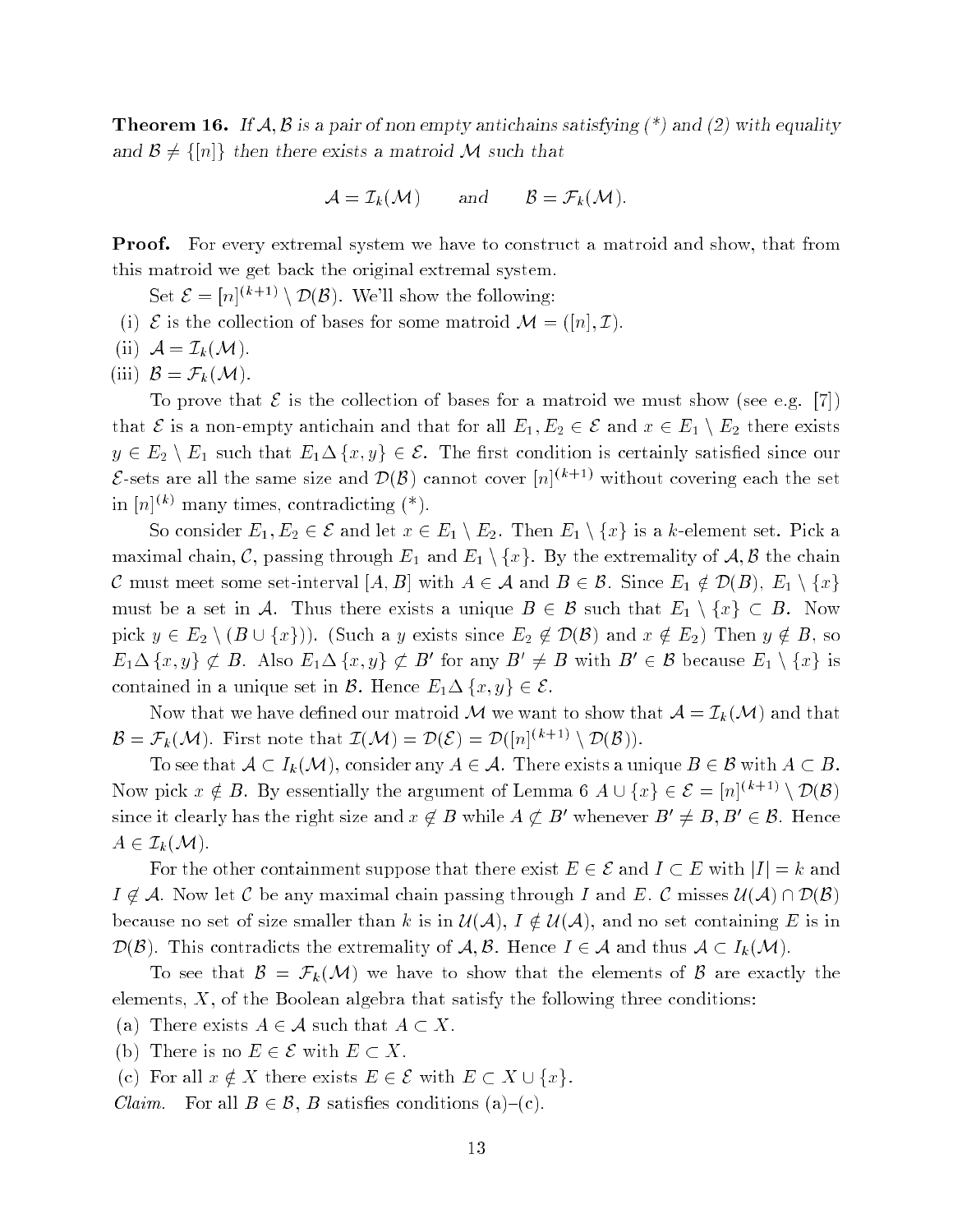**Theorem 16.** *If $\mathcal{A}, \mathcal{B}$ is a pair of non empty antichains satisfying (\*) and (2) with equality and $\mathcal{B} \neq \{[n]\}$ then there exists a matroid $\mathcal{M}$ such that*

$$\mathcal{A} = \mathcal{I}_k(\mathcal{M}) \qquad and \qquad \mathcal{B} = \mathcal{F}_k(\mathcal{M}).$$

**Proof.** For every extremal system we have to construct a matroid and show, that from this matroid we get back the original extremal system.

Set $\mathcal{E} = [n]^{(k+1)} \setminus \mathcal{D}(\mathcal{B})$. We'll show the following:

(i) $\mathcal{E}$ is the collection of bases for some matroid $\mathcal{M} = ([n], \mathcal{I})$.

(ii) $\mathcal{A} = \mathcal{I}_k(\mathcal{M})$.

(iii) $\mathcal{B} = \mathcal{F}_k(\mathcal{M})$.

To prove that $\mathcal{E}$ is the collection of bases for a matroid we must show (see e.g. [7]) that $\mathcal{E}$ is a non-empty antichain and that for all $E_1, E_2 \in \mathcal{E}$ and $x \in E_1 \setminus E_2$ there exists $y \in E_2 \setminus E_1$ such that $E_1 \Delta \{x, y\} \in \mathcal{E}$. The first condition is certainly satisfied since our $\mathcal{E}$-sets are all the same size and $\mathcal{D}(\mathcal{B})$ cannot cover $[n]^{(k+1)}$ without covering each the set in $[n]^{(k)}$ many times, contradicting (\*).

So consider $E_1, E_2 \in \mathcal{E}$ and let $x \in E_1 \setminus E_2$. Then $E_1 \setminus \{x\}$ is a $k$-element set. Pick a maximal chain, $\mathcal{C}$, passing through $E_1$ and $E_1 \setminus \{x\}$. By the extremality of $\mathcal{A}, \mathcal{B}$ the chain $\mathcal{C}$ must meet some set-interval $[A, B]$ with $A \in \mathcal{A}$ and $B \in \mathcal{B}$. Since $E_1 \notin \mathcal{D}(B)$, $E_1 \setminus \{x\}$ must be a set in $\mathcal{A}$. Thus there exists a unique $B \in \mathcal{B}$ such that $E_1 \setminus \{x\} \subset B$. Now pick $y \in E_2 \setminus (B \cup \{x\}))$. (Such a $y$ exists since $E_2 \notin \mathcal{D}(\mathcal{B})$ and $x \notin E_2$) Then $y \notin B$, so $E_1 \Delta \{x, y\} \not\subset B$. Also $E_1 \Delta \{x, y\} \not\subset B'$ for any $B' \neq B$ with $B' \in \mathcal{B}$ because $E_1 \setminus \{x\}$ is contained in a unique set in $\mathcal{B}$. Hence $E_1 \Delta \{x, y\} \in \mathcal{E}$.

Now that we have defined our matroid $\mathcal{M}$ we want to show that $\mathcal{A} = \mathcal{I}_k(\mathcal{M})$ and that $\mathcal{B} = \mathcal{F}_k(\mathcal{M})$. First note that $\mathcal{I}(\mathcal{M}) = \mathcal{D}(\mathcal{E}) = \mathcal{D}([n]^{(k+1)} \setminus \mathcal{D}(\mathcal{B}))$.

To see that $\mathcal{A} \subset I_k(\mathcal{M})$, consider any $A \in \mathcal{A}$. There exists a unique $B \in \mathcal{B}$ with $A \subset B$. Now pick $x \notin B$. By essentially the argument of Lemma 6 $A \cup \{x\} \in \mathcal{E} = [n]^{(k+1)} \setminus \mathcal{D}(\mathcal{B})$ since it clearly has the right size and $x \notin B$ while $A \not\subset B'$ whenever $B' \neq B, B' \in \mathcal{B}$. Hence $A \in \mathcal{I}_k(\mathcal{M})$.

For the other containment suppose that there exist $E \in \mathcal{E}$ and $I \subset E$ with $|I| = k$ and $I \notin \mathcal{A}$. Now let $\mathcal{C}$ be any maximal chain passing through $I$ and $E$. $\mathcal{C}$ misses $\mathcal{U}(\mathcal{A}) \cap \mathcal{D}(\mathcal{B})$ because no set of size smaller than $k$ is in $\mathcal{U}(\mathcal{A})$, $I \notin \mathcal{U}(\mathcal{A})$, and no set containing $E$ is in $\mathcal{D}(\mathcal{B})$. This contradicts the extremality of $\mathcal{A}, \mathcal{B}$. Hence $I \in \mathcal{A}$ and thus $\mathcal{A} \subset I_k(\mathcal{M})$.

To see that $\mathcal{B} = \mathcal{F}_k(\mathcal{M})$ we have to show that the elements of $\mathcal{B}$ are exactly the elements, $X$, of the Boolean algebra that satisfy the following three conditions:

(a) There exists $A \in \mathcal{A}$ such that $A \subset X$.

(b) There is no $E \in \mathcal{E}$ with $E \subset X$.

(c) For all $x \notin X$ there exists $E \in \mathcal{E}$ with $E \subset X \cup \{x\}$.

*Claim.* For all $B \in \mathcal{B}$, $B$ satisfies conditions (a)–(c).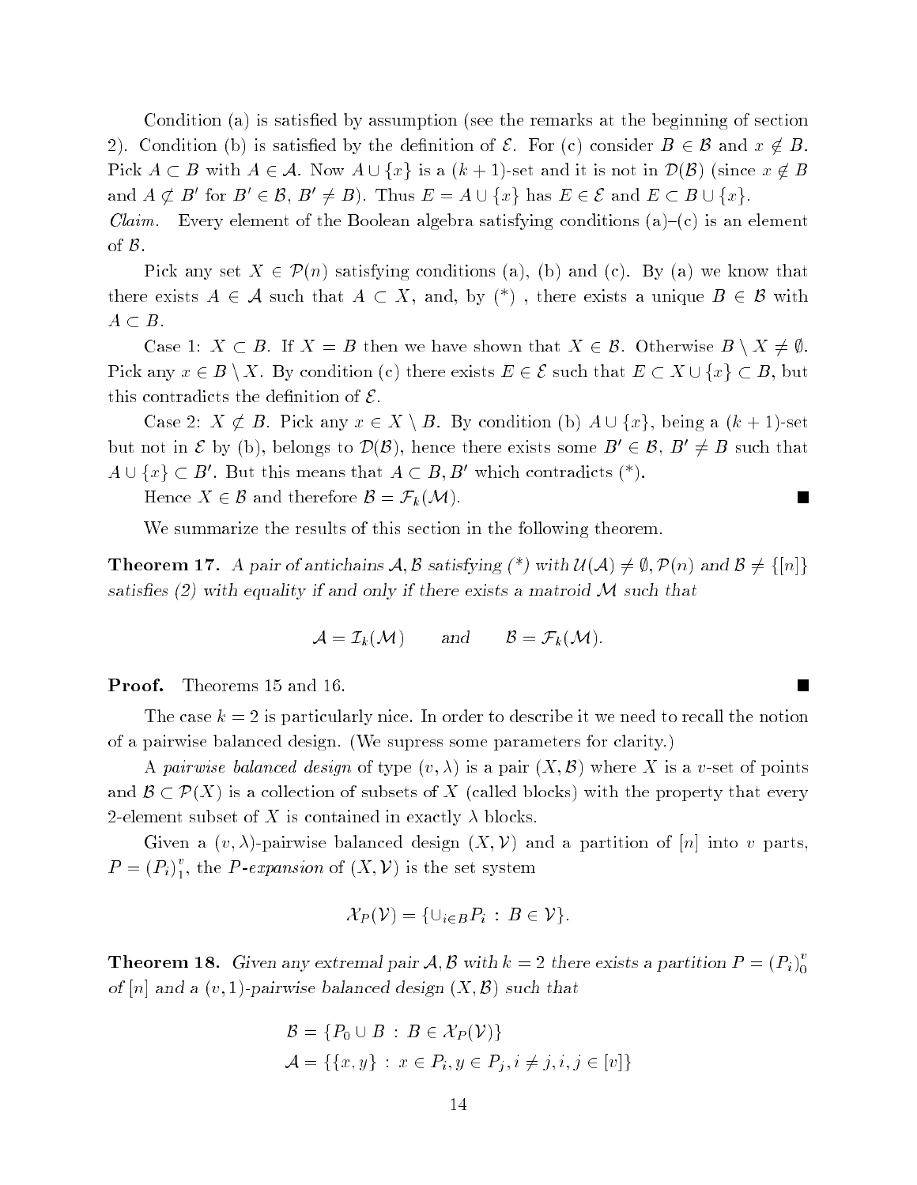Condition (a) is satisfied by assumption (see the remarks at the beginning of section 2). Condition (b) is satisfied by the definition of $\mathcal{E}$. For (c) consider $B \in \mathcal{B}$ and $x \notin B$. Pick $A \subset B$ with $A \in \mathcal{A}$. Now $A \cup \{x\}$ is a $(k+1)$-set and it is not in $\mathcal{D}(\mathcal{B})$ (since $x \notin B$ and $A \not\subset B'$ for $B' \in \mathcal{B}$, $B' \neq B$). Thus $E = A \cup \{x\}$ has $E \in \mathcal{E}$ and $E \subset B \cup \{x\}$.

*Claim.* Every element of the Boolean algebra satisfying conditions (a)–(c) is an element of $\mathcal{B}$.

Pick any set $X \in \mathcal{P}(n)$ satisfying conditions (a), (b) and (c). By (a) we know that there exists $A \in \mathcal{A}$ such that $A \subset X$, and, by (\*) , there exists a unique $B \in \mathcal{B}$ with $A \subset B$.

Case 1: $X \subset B$. If $X = B$ then we have shown that $X \in \mathcal{B}$. Otherwise $B \setminus X \neq \emptyset$. Pick any $x \in B \setminus X$. By condition (c) there exists $E \in \mathcal{E}$ such that $E \subset X \cup \{x\} \subset B$, but this contradicts the definition of $\mathcal{E}$.

Case 2: $X \not\subset B$. Pick any $x \in X \setminus B$. By condition (b) $A \cup \{x\}$, being a $(k+1)$-set but not in $\mathcal{E}$ by (b), belongs to $\mathcal{D}(\mathcal{B})$, hence there exists some $B' \in \mathcal{B}$, $B' \neq B$ such that $A \cup \{x\} \subset B'$. But this means that $A \subset B, B'$ which contradicts (\*).

Hence $X \in \mathcal{B}$ and therefore $\mathcal{B} = \mathcal{F}_k(\mathcal{M})$. ∎

We summarize the results of this section in the following theorem.

**Theorem 17.** *A pair of antichains $\mathcal{A}, \mathcal{B}$ satisfying (\*) with $\mathcal{U}(\mathcal{A}) \neq \emptyset, \mathcal{P}(n)$ and $\mathcal{B} \neq \{[n]\}$ satisfies (2) with equality if and only if there exists a matroid $\mathcal{M}$ such that*

$$\mathcal{A} = \mathcal{I}_k(\mathcal{M}) \qquad \text{and} \qquad \mathcal{B} = \mathcal{F}_k(\mathcal{M}).$$

**Proof.** Theorems 15 and 16. ∎

The case $k = 2$ is particularly nice. In order to describe it we need to recall the notion of a pairwise balanced design. (We supress some parameters for clarity.)

A *pairwise balanced design* of type $(v, \lambda)$ is a pair $(X, \mathcal{B})$ where $X$ is a $v$-set of points and $\mathcal{B} \subset \mathcal{P}(X)$ is a collection of subsets of $X$ (called blocks) with the property that every 2-element subset of $X$ is contained in exactly $\lambda$ blocks.

Given a $(v, \lambda)$-pairwise balanced design $(X, \mathcal{V})$ and a partition of $[n]$ into $v$ parts, $P = (P_i)_1^v$, the *$P$-expansion* of $(X, \mathcal{V})$ is the set system

$$\mathcal{X}_P(\mathcal{V}) = \{\cup_{i \in B} P_i \,:\, B \in \mathcal{V}\}.$$

**Theorem 18.** *Given any extremal pair $\mathcal{A}, \mathcal{B}$ with $k = 2$ there exists a partition $P = (P_i)_0^v$ of $[n]$ and a $(v, 1)$-pairwise balanced design $(X, \mathcal{B})$ such that*

$$\mathcal{B} = \{P_0 \cup B \,:\, B \in \mathcal{X}_P(\mathcal{V})\}$$
$$\mathcal{A} = \{\{x, y\} \,:\, x \in P_i, y \in P_j, i \neq j, i, j \in [v]\}$$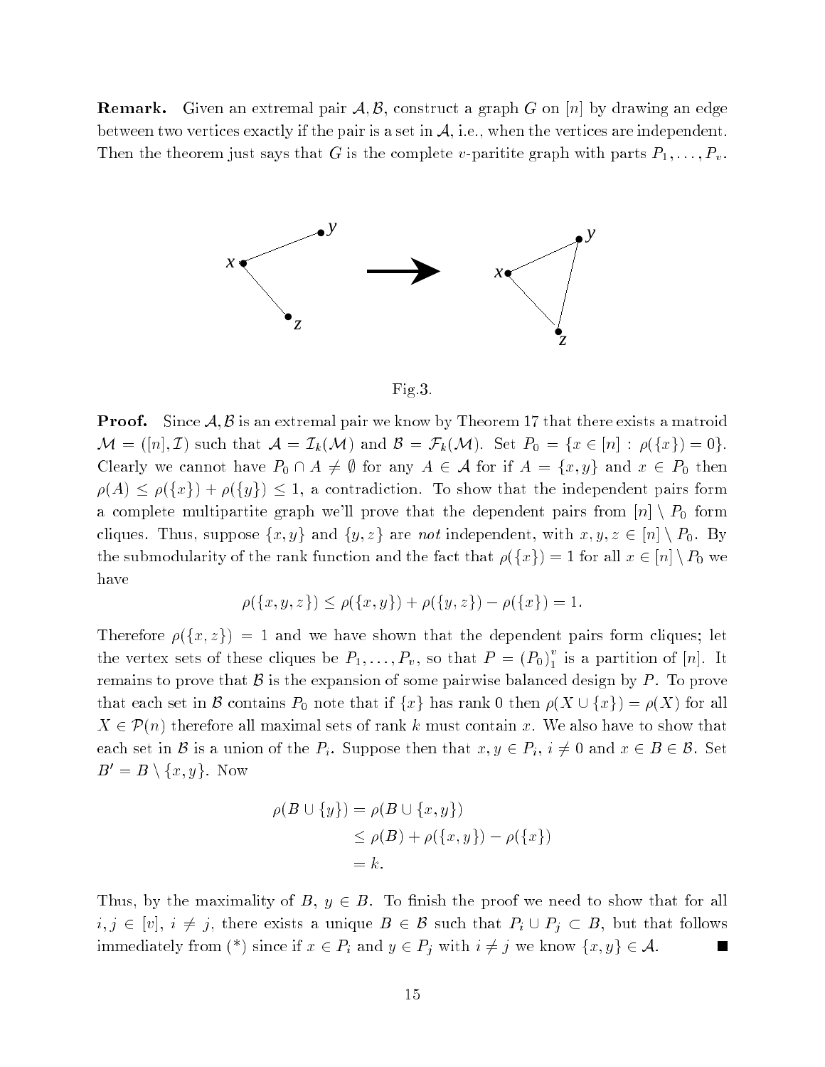**Remark.** Given an extremal pair $\mathcal{A}, \mathcal{B}$, construct a graph $G$ on $[n]$ by drawing an edge between two vertices exactly if the pair is a set in $\mathcal{A}$, i.e., when the vertices are independent. Then the theorem just says that $G$ is the complete $v$-paritite graph with parts $P_1, \ldots, P_v$.

Fig.3.

**Proof.** Since $\mathcal{A}, \mathcal{B}$ is an extremal pair we know by Theorem 17 that there exists a matroid $\mathcal{M} = ([n], \mathcal{I})$ such that $\mathcal{A} = \mathcal{I}_k(\mathcal{M})$ and $\mathcal{B} = \mathcal{F}_k(\mathcal{M})$. Set $P_0 = \{x \in [n] : \rho(\{x\}) = 0\}$. Clearly we cannot have $P_0 \cap A \neq \emptyset$ for any $A \in \mathcal{A}$ for if $A = \{x, y\}$ and $x \in P_0$ then $\rho(A) \leq \rho(\{x\}) + \rho(\{y\}) \leq 1$, a contradiction. To show that the independent pairs form a complete multipartite graph we'll prove that the dependent pairs from $[n] \setminus P_0$ form cliques. Thus, suppose $\{x, y\}$ and $\{y, z\}$ are *not* independent, with $x, y, z \in [n] \setminus P_0$. By the submodularity of the rank function and the fact that $\rho(\{x\}) = 1$ for all $x \in [n] \setminus P_0$ we have

$$\rho(\{x, y, z\}) \leq \rho(\{x, y\}) + \rho(\{y, z\}) - \rho(\{x\}) = 1.$$

Therefore $\rho(\{x, z\}) = 1$ and we have shown that the dependent pairs form cliques; let the vertex sets of these cliques be $P_1, \ldots, P_v$, so that $P = (P_0)_1^v$ is a partition of $[n]$. It remains to prove that $\mathcal{B}$ is the expansion of some pairwise balanced design by $P$. To prove that each set in $\mathcal{B}$ contains $P_0$ note that if $\{x\}$ has rank 0 then $\rho(X \cup \{x\}) = \rho(X)$ for all $X \in \mathcal{P}(n)$ therefore all maximal sets of rank $k$ must contain $x$. We also have to show that each set in $\mathcal{B}$ is a union of the $P_i$. Suppose then that $x, y \in P_i$, $i \neq 0$ and $x \in B \in \mathcal{B}$. Set $B' = B \setminus \{x, y\}$. Now

$$\begin{aligned}
\rho(B \cup \{y\}) &= \rho(B \cup \{x, y\}) \\
&\leq \rho(B) + \rho(\{x, y\}) - \rho(\{x\}) \\
&= k.
\end{aligned}$$

Thus, by the maximality of $B$, $y \in B$. To finish the proof we need to show that for all $i, j \in [v]$, $i \neq j$, there exists a unique $B \in \mathcal{B}$ such that $P_i \cup P_j \subset B$, but that follows immediately from (*) since if $x \in P_i$ and $y \in P_j$ with $i \neq j$ we know $\{x, y\} \in \mathcal{A}$. ∎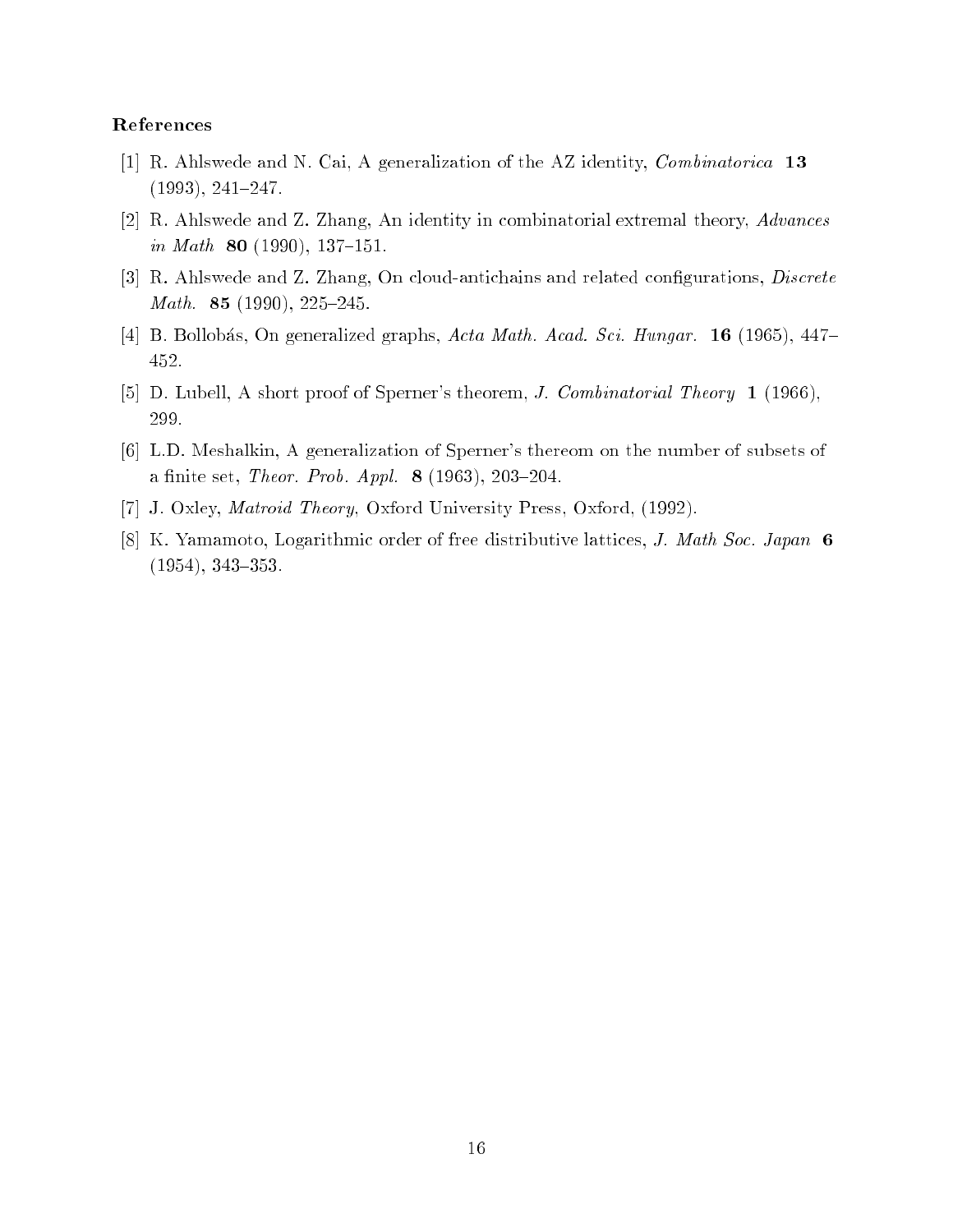## References

[1] R. Ahlswede and N. Cai, A generalization of the AZ identity, *Combinatorica* **13** (1993), 241–247.

[2] R. Ahlswede and Z. Zhang, An identity in combinatorial extremal theory, *Advances in Math* **80** (1990), 137–151.

[3] R. Ahlswede and Z. Zhang, On cloud-antichains and related configurations, *Discrete Math.* **85** (1990), 225–245.

[4] B. Bollobás, On generalized graphs, *Acta Math. Acad. Sci. Hungar.* **16** (1965), 447–452.

[5] D. Lubell, A short proof of Sperner's theorem, *J. Combinatorial Theory* **1** (1966), 299.

[6] L.D. Meshalkin, A generalization of Sperner's thereom on the number of subsets of a finite set, *Theor. Prob. Appl.* **8** (1963), 203–204.

[7] J. Oxley, *Matroid Theory*, Oxford University Press, Oxford, (1992).

[8] K. Yamamoto, Logarithmic order of free distributive lattices, *J. Math Soc. Japan* **6** (1954), 343–353.